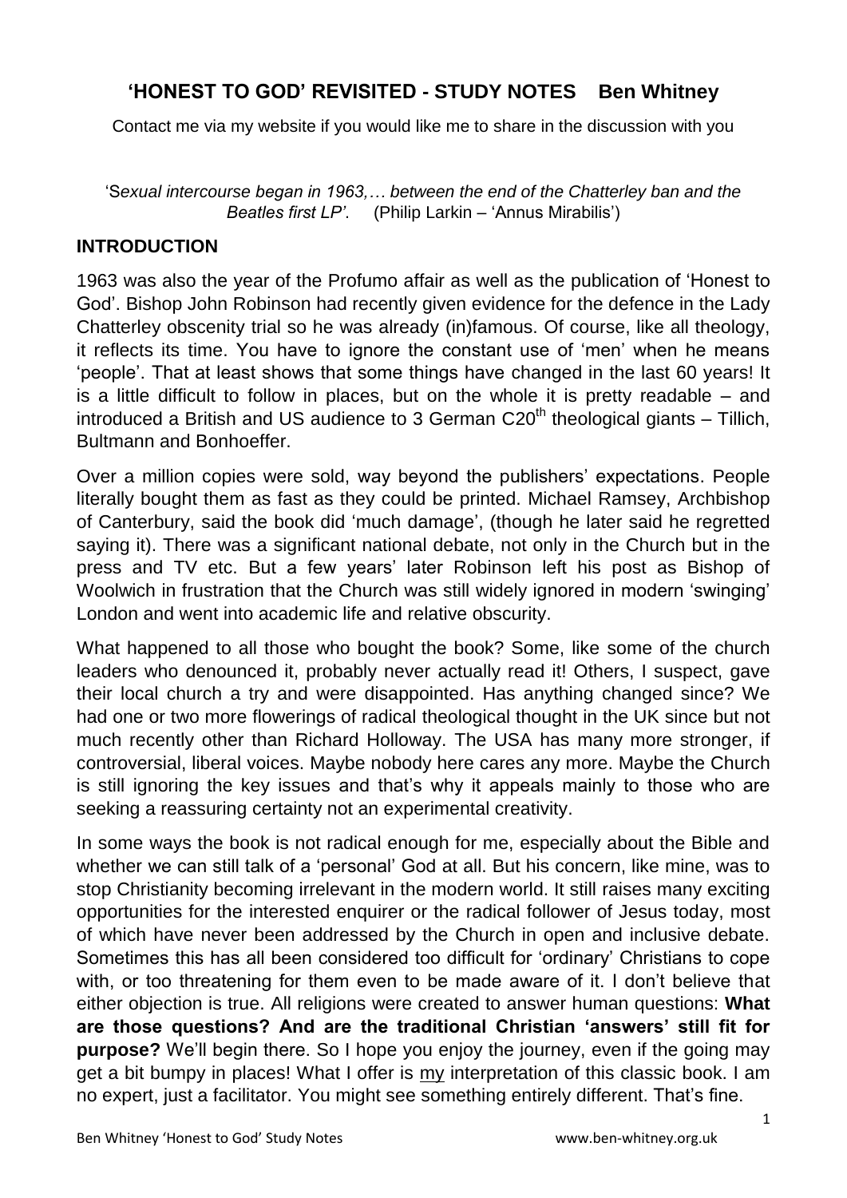# 'HONEST TO GOD' REVISITED - STUDY NOTES Ben Whitney

Contact me via my website if you would like me to share in the discussion with you

*'Sexual intercourse began in 1963,… between the end of the Chatterley ban and the Beatles first LP'.* (Philip Larkin – 'Annus Mirabilis')

## INTRODUCTION

1963 was also the year of the Profumo affair as well as the publication of 'Honest to God'. Bishop John Robinson had recently given evidence for the defence in the Lady Chatterley obscenity trial so he was already (in)famous. Of course, like all theology, it reflects its time. You have to ignore the constant use of 'men' when he means 'people'. That at least shows that some things have changed in the last 60 years! It is a little difficult to follow in places, but on the whole it is pretty readable – and introduced a British and US audience to 3 German C20th theological giants – Tillich, Bultmann and Bonhoeffer.

Over a million copies were sold, way beyond the publishers' expectations. People literally bought them as fast as they could be printed. Michael Ramsey, Archbishop of Canterbury, said the book did 'much damage', (though he later said he regretted saying it). There was a significant national debate, not only in the Church but in the press and TV etc. But a few years' later Robinson left his post as Bishop of Woolwich in frustration that the Church was still widely ignored in modern 'swinging' London and went into academic life and relative obscurity.

What happened to all those who bought the book? Some, like some of the church leaders who denounced it, probably never actually read it! Others, I suspect, gave their local church a try and were disappointed. Has anything changed since? We had one or two more flowerings of radical theological thought in the UK since but not much recently other than Richard Holloway. The USA has many more stronger, if controversial, liberal voices. Maybe nobody here cares any more. Maybe the Church is still ignoring the key issues and that's why it appeals mainly to those who are seeking a reassuring certainty not an experimental creativity.

In some ways the book is not radical enough for me, especially about the Bible and whether we can still talk of a 'personal' God at all. But his concern, like mine, was to stop Christianity becoming irrelevant in the modern world. It still raises many exciting opportunities for the interested enquirer or the radical follower of Jesus today, most of which have never been addressed by the Church in open and inclusive debate. Sometimes this has all been considered too difficult for 'ordinary' Christians to cope with, or too threatening for them even to be made aware of it. I don't believe that either objection is true. All religions were created to answer human questions: **What are those questions? And are the traditional Christian 'answers' still fit for purpose?** We'll begin there. So I hope you enjoy the journey, even if the going may get a bit bumpy in places! What I offer is <u>my</u> interpretation of this classic book. I am no expert, just a facilitator. You might see something entirely different. That's fine.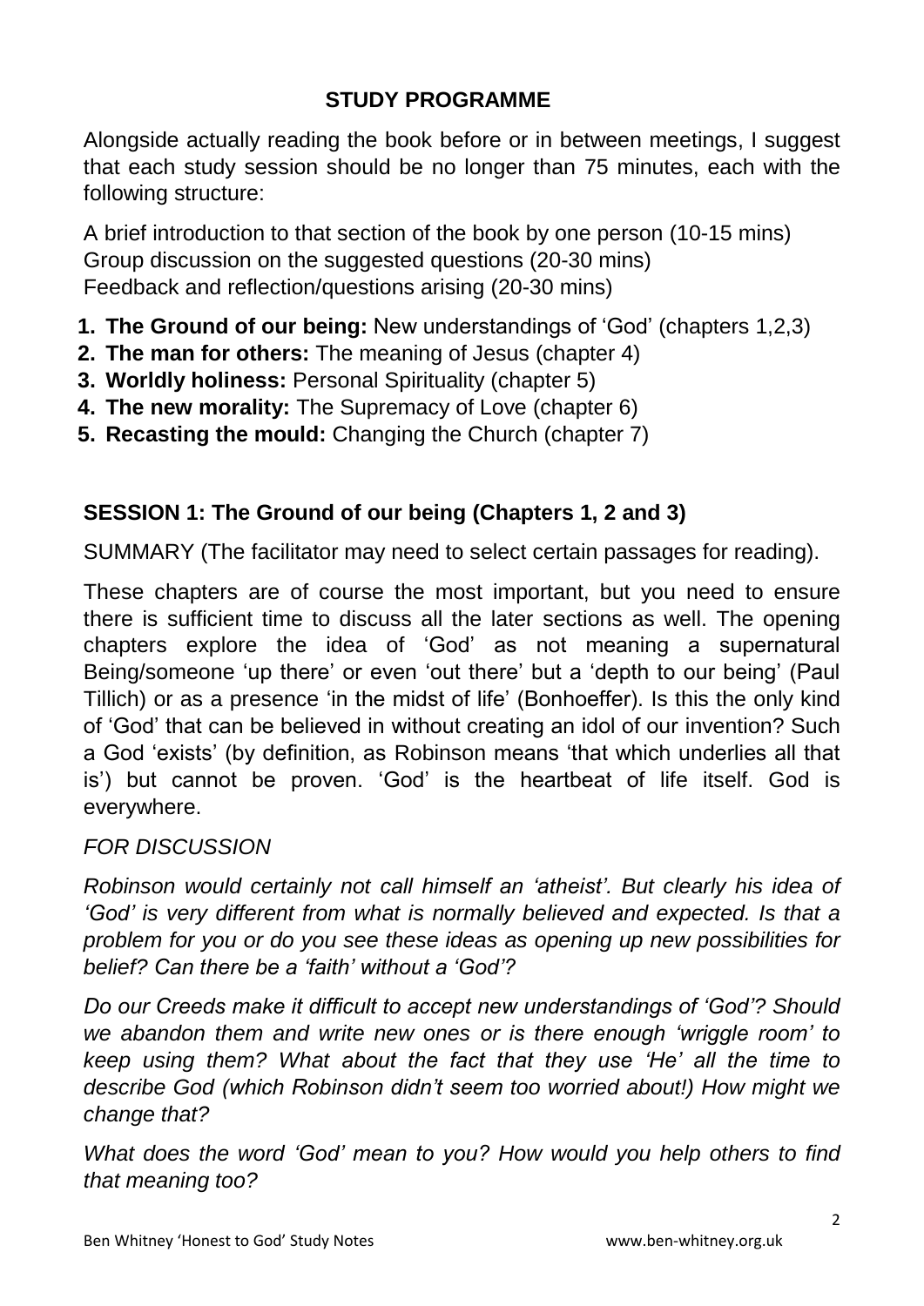## STUDY PROGRAMME

Alongside actually reading the book before or in between meetings, I suggest that each study session should be no longer than 75 minutes, each with the following structure:

A brief introduction to that section of the book by one person (10-15 mins)
Group discussion on the suggested questions (20-30 mins)
Feedback and reflection/questions arising (20-30 mins)

1. **The Ground of our being:** New understandings of 'God' (chapters 1,2,3)
2. **The man for others:** The meaning of Jesus (chapter 4)
3. **Worldly holiness:** Personal Spirituality (chapter 5)
4. **The new morality:** The Supremacy of Love (chapter 6)
5. **Recasting the mould:** Changing the Church (chapter 7)

### SESSION 1: The Ground of our being (Chapters 1, 2 and 3)

SUMMARY (The facilitator may need to select certain passages for reading).

These chapters are of course the most important, but you need to ensure there is sufficient time to discuss all the later sections as well. The opening chapters explore the idea of 'God' as not meaning a supernatural Being/someone 'up there' or even 'out there' but a 'depth to our being' (Paul Tillich) or as a presence 'in the midst of life' (Bonhoeffer). Is this the only kind of 'God' that can be believed in without creating an idol of our invention? Such a God 'exists' (by definition, as Robinson means 'that which underlies all that is') but cannot be proven. 'God' is the heartbeat of life itself. God is everywhere.

*FOR DISCUSSION*

*Robinson would certainly not call himself an 'atheist'. But clearly his idea of 'God' is very different from what is normally believed and expected. Is that a problem for you or do you see these ideas as opening up new possibilities for belief? Can there be a 'faith' without a 'God'?*

*Do our Creeds make it difficult to accept new understandings of 'God'? Should we abandon them and write new ones or is there enough 'wriggle room' to keep using them? What about the fact that they use 'He' all the time to describe God (which Robinson didn't seem too worried about!) How might we change that?*

*What does the word 'God' mean to you? How would you help others to find that meaning too?*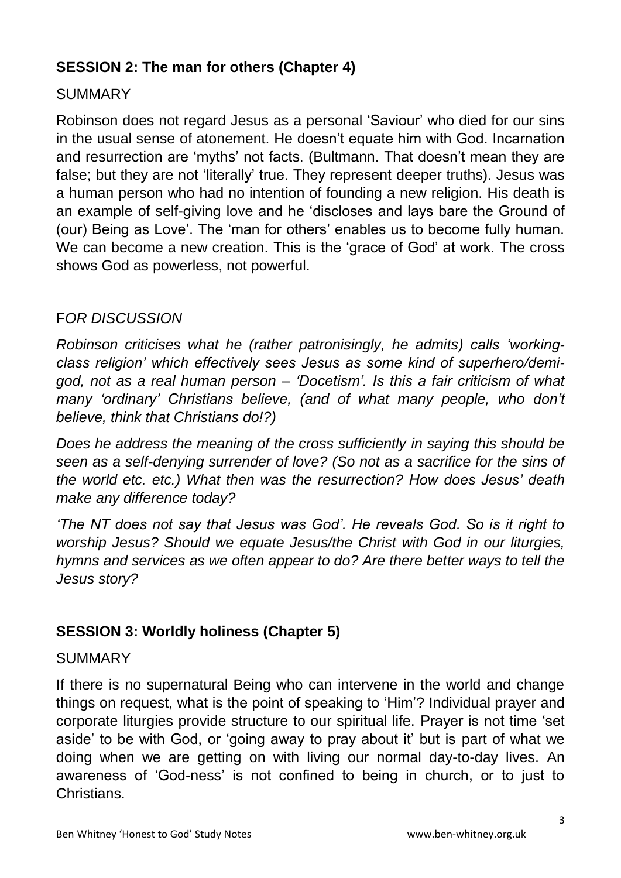### **SESSION 2: The man for others (Chapter 4)**

SUMMARY

Robinson does not regard Jesus as a personal 'Saviour' who died for our sins in the usual sense of atonement. He doesn't equate him with God. Incarnation and resurrection are 'myths' not facts. (Bultmann. That doesn't mean they are false; but they are not 'literally' true. They represent deeper truths). Jesus was a human person who had no intention of founding a new religion. His death is an example of self-giving love and he 'discloses and lays bare the Ground of (our) Being as Love'. The 'man for others' enables us to become fully human. We can become a new creation. This is the 'grace of God' at work. The cross shows God as powerless, not powerful.

F*OR DISCUSSION*

*Robinson criticises what he (rather patronisingly, he admits) calls 'working-class religion' which effectively sees Jesus as some kind of superhero/demi-god, not as a real human person – 'Docetism'. Is this a fair criticism of what many 'ordinary' Christians believe, (and of what many people, who don't believe, think that Christians do!?)*

*Does he address the meaning of the cross sufficiently in saying this should be seen as a self-denying surrender of love? (So not as a sacrifice for the sins of the world etc. etc.) What then was the resurrection? How does Jesus' death make any difference today?*

*'The NT does not say that Jesus was God'. He reveals God. So is it right to worship Jesus? Should we equate Jesus/the Christ with God in our liturgies, hymns and services as we often appear to do? Are there better ways to tell the Jesus story?*

### **SESSION 3: Worldly holiness (Chapter 5)**

SUMMARY

If there is no supernatural Being who can intervene in the world and change things on request, what is the point of speaking to 'Him'? Individual prayer and corporate liturgies provide structure to our spiritual life. Prayer is not time 'set aside' to be with God, or 'going away to pray about it' but is part of what we doing when we are getting on with living our normal day-to-day lives. An awareness of 'God-ness' is not confined to being in church, or to just to Christians.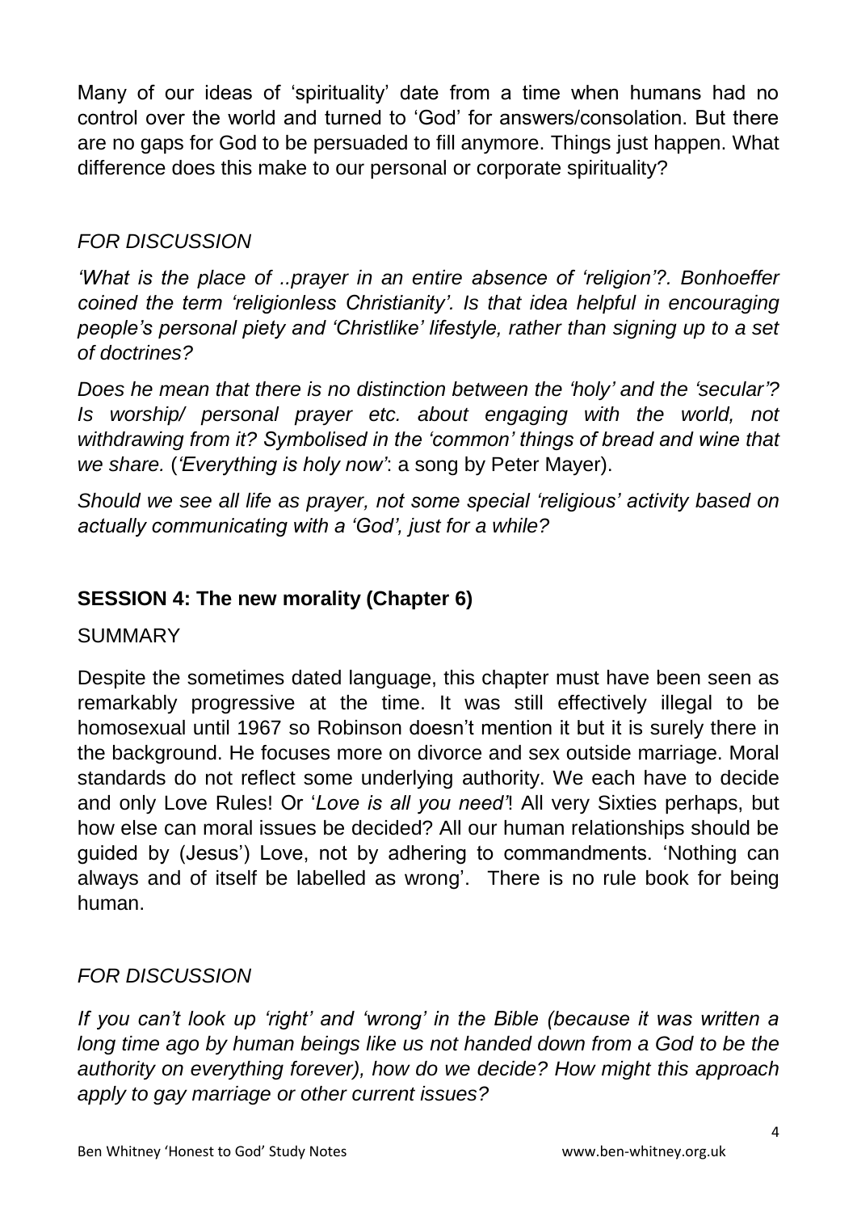Many of our ideas of 'spirituality' date from a time when humans had no control over the world and turned to 'God' for answers/consolation. But there are no gaps for God to be persuaded to fill anymore. Things just happen. What difference does this make to our personal or corporate spirituality?

*FOR DISCUSSION*

*'What is the place of ..prayer in an entire absence of 'religion'?. Bonhoeffer coined the term 'religionless Christianity'. Is that idea helpful in encouraging people's personal piety and 'Christlike' lifestyle, rather than signing up to a set of doctrines?*

*Does he mean that there is no distinction between the 'holy' and the 'secular'? Is worship/ personal prayer etc. about engaging with the world, not withdrawing from it? Symbolised in the 'common' things of bread and wine that we share.* (*'Everything is holy now'*: a song by Peter Mayer).

*Should we see all life as prayer, not some special 'religious' activity based on actually communicating with a 'God', just for a while?*

## SESSION 4: The new morality (Chapter 6)

SUMMARY

Despite the sometimes dated language, this chapter must have been seen as remarkably progressive at the time. It was still effectively illegal to be homosexual until 1967 so Robinson doesn't mention it but it is surely there in the background. He focuses more on divorce and sex outside marriage. Moral standards do not reflect some underlying authority. We each have to decide and only Love Rules! Or '*Love is all you need'*! All very Sixties perhaps, but how else can moral issues be decided? All our human relationships should be guided by (Jesus') Love, not by adhering to commandments. 'Nothing can always and of itself be labelled as wrong'. There is no rule book for being human.

*FOR DISCUSSION*

*If you can't look up 'right' and 'wrong' in the Bible (because it was written a long time ago by human beings like us not handed down from a God to be the authority on everything forever), how do we decide? How might this approach apply to gay marriage or other current issues?*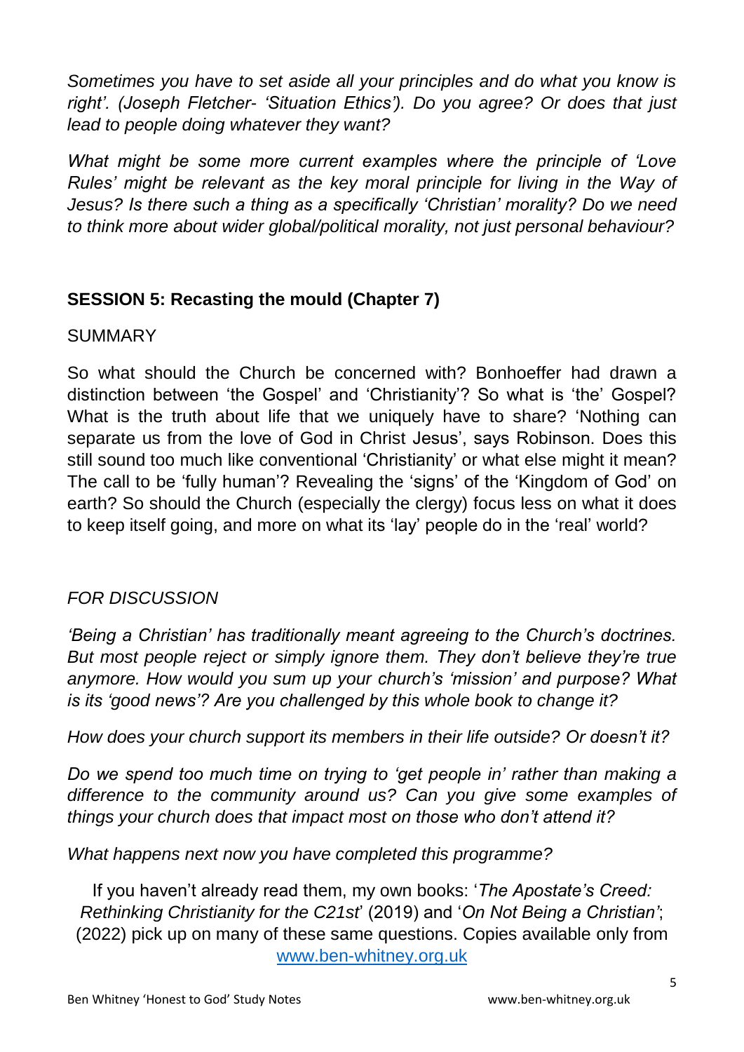*Sometimes you have to set aside all your principles and do what you know is right'. (Joseph Fletcher- 'Situation Ethics'). Do you agree? Or does that just lead to people doing whatever they want?*

*What might be some more current examples where the principle of 'Love Rules' might be relevant as the key moral principle for living in the Way of Jesus? Is there such a thing as a specifically 'Christian' morality? Do we need to think more about wider global/political morality, not just personal behaviour?*

## SESSION 5: Recasting the mould (Chapter 7)

SUMMARY

So what should the Church be concerned with? Bonhoeffer had drawn a distinction between 'the Gospel' and 'Christianity'? So what is 'the' Gospel? What is the truth about life that we uniquely have to share? 'Nothing can separate us from the love of God in Christ Jesus', says Robinson. Does this still sound too much like conventional 'Christianity' or what else might it mean? The call to be 'fully human'? Revealing the 'signs' of the 'Kingdom of God' on earth? So should the Church (especially the clergy) focus less on what it does to keep itself going, and more on what its 'lay' people do in the 'real' world?

*FOR DISCUSSION*

*'Being a Christian' has traditionally meant agreeing to the Church's doctrines. But most people reject or simply ignore them. They don't believe they're true anymore. How would you sum up your church's 'mission' and purpose? What is its 'good news'? Are you challenged by this whole book to change it?*

*How does your church support its members in their life outside? Or doesn't it?*

*Do we spend too much time on trying to 'get people in' rather than making a difference to the community around us? Can you give some examples of things your church does that impact most on those who don't attend it?*

*What happens next now you have completed this programme?*

If you haven't already read them, my own books: '*The Apostate's Creed: Rethinking Christianity for the C21st*' (2019) and '*On Not Being a Christian'*; (2022) pick up on many of these same questions. Copies available only from [www.ben-whitney.org.uk](http://www.ben-whitney.org.uk)